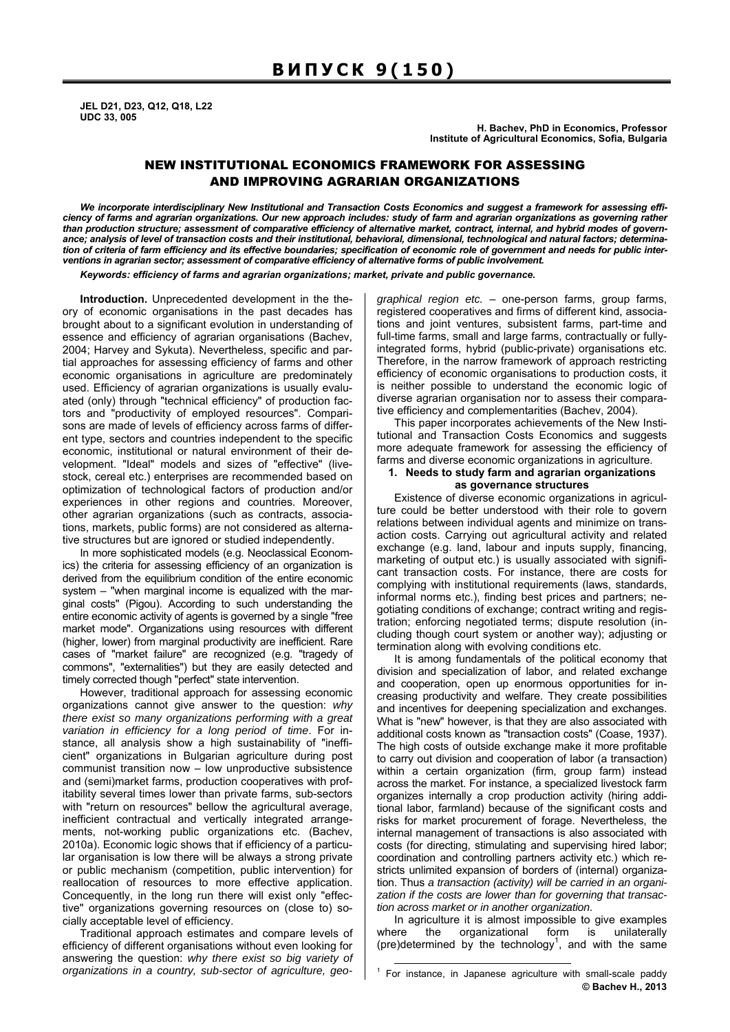JEL D21, D23, Q12, Q18, L22
UDC 33, 005

**H. Bachev, PhD in Economics, Professor**
**Institute of Agricultural Economics, Sofia, Bulgaria**

# NEW INSTITUTIONAL ECONOMICS FRAMEWORK FOR ASSESSING AND IMPROVING AGRARIAN ORGANIZATIONS

***We incorporate interdisciplinary New Institutional and Transaction Costs Economics and suggest a framework for assessing efficiency of farms and agrarian organizations. Our new approach includes: study of farm and agrarian organizations as governing rather than production structure; assessment of comparative efficiency of alternative market, contract, internal, and hybrid modes of governance; analysis of level of transaction costs and their institutional, behavioral, dimensional, technological and natural factors; determination of criteria of farm efficiency and its effective boundaries; specification of economic role of government and needs for public interventions in agrarian sector; assessment of comparative efficiency of alternative forms of public involvement.***

***Keywords: efficiency of farms and agrarian organizations; market, private and public governance.***

**Introduction.** Unprecedented development in the theory of economic organisations in the past decades has brought about to a significant evolution in understanding of essence and efficiency of agrarian organisations (Bachev, 2004; Harvey and Sykuta). Nevertheless, specific and partial approaches for assessing efficiency of farms and other economic organisations in agriculture are predominately used. Efficiency of agrarian organizations is usually evaluated (only) through "technical efficiency" of production factors and "productivity of employed resources". Comparisons are made of levels of efficiency across farms of different type, sectors and countries independent to the specific economic, institutional or natural environment of their development. "Ideal" models and sizes of "effective" (livestock, cereal etc.) enterprises are recommended based on optimization of technological factors of production and/or experiences in other regions and countries. Moreover, other agrarian organizations (such as contracts, associations, markets, public forms) are not considered as alternative structures but are ignored or studied independently.

In more sophisticated models (e.g. Neoclassical Economics) the criteria for assessing efficiency of an organization is derived from the equilibrium condition of the entire economic system – "when marginal income is equalized with the marginal costs" (Pigou). According to such understanding the entire economic activity of agents is governed by a single "free market mode". Organizations using resources with different (higher, lower) from marginal productivity are inefficient. Rare cases of "market failure" are recognized (e.g. "tragedy of commons", "externalities") but they are easily detected and timely corrected though "perfect" state intervention.

However, traditional approach for assessing economic organizations cannot give answer to the question: *why there exist so many organizations performing with a great variation in efficiency for a long period of time*. For instance, all analysis show a high sustainability of "inefficient" organizations in Bulgarian agriculture during post communist transition now – low unproductive subsistence and (semi)market farms, production cooperatives with profitability several times lower than private farms, sub-sectors with "return on resources" bellow the agricultural average, inefficient contractual and vertically integrated arrangements, not-working public organizations etc. (Bachev, 2010a). Economic logic shows that if efficiency of a particular organisation is low there will be always a strong private or public mechanism (competition, public intervention) for reallocation of resources to more effective application. Concequently, in the long run there will exist only "effective" organizations governing resources on (close to) socially acceptable level of efficiency.

Traditional approach estimates and compare levels of efficiency of different organisations without even looking for answering the question: *why there exist so big variety of organizations in a country, sub-sector of agriculture, geographical region etc.* – one-person farms, group farms, registered cooperatives and firms of different kind, associations and joint ventures, subsistent farms, part-time and full-time farms, small and large farms, contractually or fully-integrated forms, hybrid (public-private) organisations etc. Therefore, in the narrow framework of approach restricting efficiency of economic organisations to production costs, it is neither possible to understand the economic logic of diverse agrarian organisation nor to assess their comparative efficiency and complementarities (Bachev, 2004).

This paper incorporates achievements of the New Institutional and Transaction Costs Economics and suggests more adequate framework for assessing the efficiency of farms and diverse economic organizations in agriculture.

## 1. Needs to study farm and agrarian organizations as governance structures

Existence of diverse economic organizations in agriculture could be better understood with their role to govern relations between individual agents and minimize on transaction costs. Carrying out agricultural activity and related exchange (e.g. land, labour and inputs supply, financing, marketing of output etc.) is usually associated with significant transaction costs. For instance, there are costs for complying with institutional requirements (laws, standards, informal norms etc.), finding best prices and partners; negotiating conditions of exchange; contract writing and registration; enforcing negotiated terms; dispute resolution (including though court system or another way); adjusting or termination along with evolving conditions etc.

It is among fundamentals of the political economy that division and specialization of labor, and related exchange and cooperation, open up enormous opportunities for increasing productivity and welfare. They create possibilities and incentives for deepening specialization and exchanges. What is "new" however, is that they are also associated with additional costs known as "transaction costs" (Coase, 1937). The high costs of outside exchange make it more profitable to carry out division and cooperation of labor (a transaction) within a certain organization (firm, group farm) instead across the market. For instance, a specialized livestock farm organizes internally a crop production activity (hiring additional labor, farmland) because of the significant costs and risks for market procurement of forage. Nevertheless, the internal management of transactions is also associated with costs (for directing, stimulating and supervising hired labor; coordination and controlling partners activity etc.) which restricts unlimited expansion of borders of (internal) organization. Thus *a transaction (activity) will be carried in an organization if the costs are lower than for governing that transaction across market or in another organization*.

In agriculture it is almost impossible to give examples where the organizational form is unilaterally (pre)determined by the technology[1], and with the same

[1] For instance, in Japanese agriculture with small-scale paddy

© Bachev H., 2013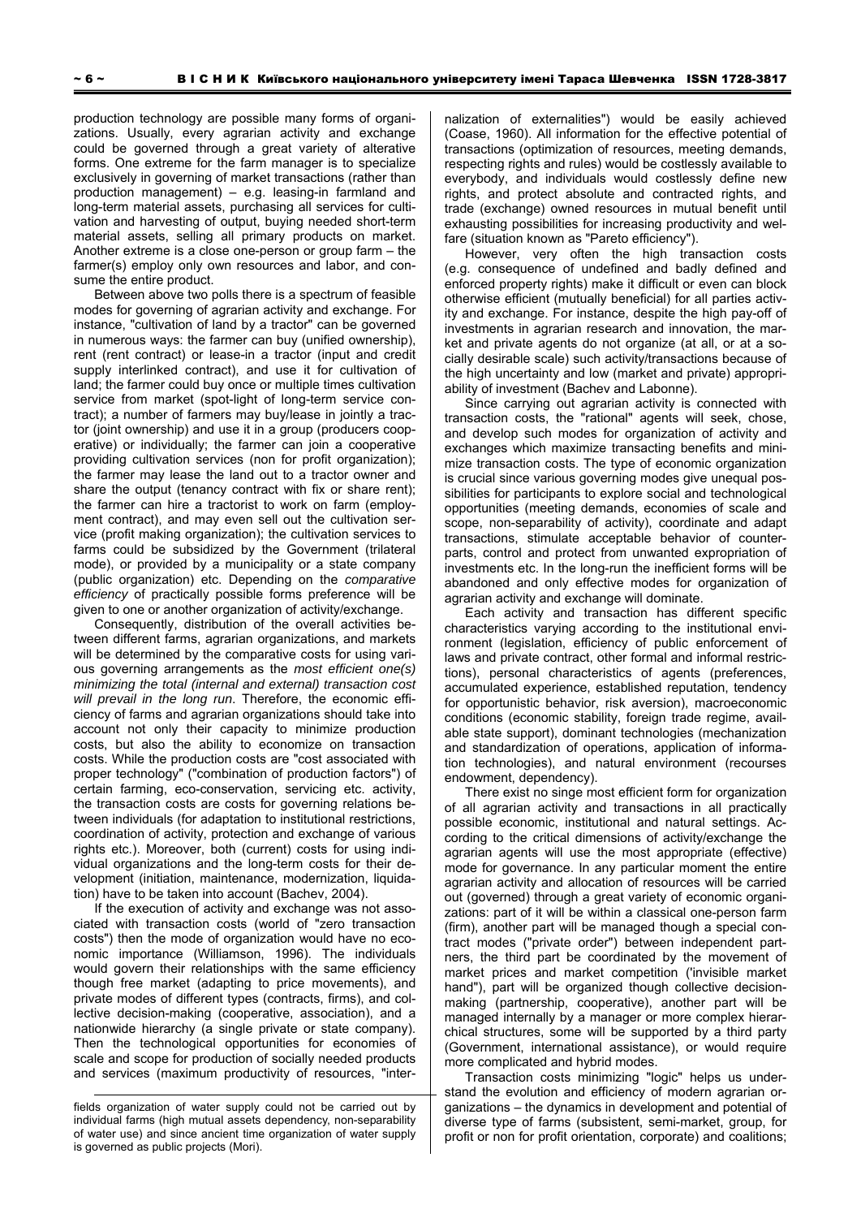production technology are possible many forms of organizations. Usually, every agrarian activity and exchange could be governed through a great variety of alterative forms. One extreme for the farm manager is to specialize exclusively in governing of market transactions (rather than production management) – e.g. leasing-in farmland and long-term material assets, purchasing all services for cultivation and harvesting of output, buying needed short-term material assets, selling all primary products on market. Another extreme is a close one-person or group farm – the farmer(s) employ only own resources and labor, and consume the entire product.

Between above two polls there is a spectrum of feasible modes for governing of agrarian activity and exchange. For instance, "cultivation of land by a tractor" can be governed in numerous ways: the farmer can buy (unified ownership), rent (rent contract) or lease-in a tractor (input and credit supply interlinked contract), and use it for cultivation of land; the farmer could buy once or multiple times cultivation service from market (spot-light of long-term service contract); a number of farmers may buy/lease in jointly a tractor (joint ownership) and use it in a group (producers cooperative) or individually; the farmer can join a cooperative providing cultivation services (non for profit organization); the farmer may lease the land out to a tractor owner and share the output (tenancy contract with fix or share rent); the farmer can hire a tractorist to work on farm (employment contract), and may even sell out the cultivation service (profit making organization); the cultivation services to farms could be subsidized by the Government (trilateral mode), or provided by a municipality or a state company (public organization) etc. Depending on the *comparative efficiency* of practically possible forms preference will be given to one or another organization of activity/exchange.

Consequently, distribution of the overall activities between different farms, agrarian organizations, and markets will be determined by the comparative costs for using various governing arrangements as the *most efficient one(s) minimizing the total (internal and external) transaction cost will prevail in the long run*. Therefore, the economic efficiency of farms and agrarian organizations should take into account not only their capacity to minimize production costs, but also the ability to economize on transaction costs. While the production costs are "cost associated with proper technology" ("combination of production factors") of certain farming, eco-conservation, servicing etc. activity, the transaction costs are costs for governing relations between individuals (for adaptation to institutional restrictions, coordination of activity, protection and exchange of various rights etc.). Moreover, both (current) costs for using individual organizations and the long-term costs for their development (initiation, maintenance, modernization, liquidation) have to be taken into account (Bachev, 2004).

If the execution of activity and exchange was not associated with transaction costs (world of "zero transaction costs") then the mode of organization would have no economic importance (Williamson, 1996). The individuals would govern their relationships with the same efficiency though free market (adapting to price movements), and private modes of different types (contracts, firms), and collective decision-making (cooperative, association), and a nationwide hierarchy (a single private or state company). Then the technological opportunities for economies of scale and scope for production of socially needed products and services (maximum productivity of resources, "internalization of externalities") would be easily achieved (Coase, 1960). All information for the effective potential of transactions (optimization of resources, meeting demands, respecting rights and rules) would be costlessly available to everybody, and individuals would costlessly define new rights, and protect absolute and contracted rights, and trade (exchange) owned resources in mutual benefit until exhausting possibilities for increasing productivity and welfare (situation known as "Pareto efficiency").

However, very often the high transaction costs (e.g. consequence of undefined and badly defined and enforced property rights) make it difficult or even can block otherwise efficient (mutually beneficial) for all parties activity and exchange. For instance, despite the high pay-off of investments in agrarian research and innovation, the market and private agents do not organize (at all, or at a socially desirable scale) such activity/transactions because of the high uncertainty and low (market and private) appropriability of investment (Bachev and Labonne).

Since carrying out agrarian activity is connected with transaction costs, the "rational" agents will seek, chose, and develop such modes for organization of activity and exchanges which maximize transacting benefits and minimize transaction costs. The type of economic organization is crucial since various governing modes give unequal possibilities for participants to explore social and technological opportunities (meeting demands, economies of scale and scope, non-separability of activity), coordinate and adapt transactions, stimulate acceptable behavior of counterparts, control and protect from unwanted expropriation of investments etc. In the long-run the inefficient forms will be abandoned and only effective modes for organization of agrarian activity and exchange will dominate.

Each activity and transaction has different specific characteristics varying according to the institutional environment (legislation, efficiency of public enforcement of laws and private contract, other formal and informal restrictions), personal characteristics of agents (preferences, accumulated experience, established reputation, tendency for opportunistic behavior, risk aversion), macroeconomic conditions (economic stability, foreign trade regime, available state support), dominant technologies (mechanization and standardization of operations, application of information technologies), and natural environment (recourses endowment, dependency).

There exist no singe most efficient form for organization of all agrarian activity and transactions in all practically possible economic, institutional and natural settings. According to the critical dimensions of activity/exchange the agrarian agents will use the most appropriate (effective) mode for governance. In any particular moment the entire agrarian activity and allocation of resources will be carried out (governed) through a great variety of economic organizations: part of it will be within a classical one-person farm (firm), another part will be managed though a special contract modes ("private order") between independent partners, the third part be coordinated by the movement of market prices and market competition ('invisible market hand"), part will be organized though collective decision-making (partnership, cooperative), another part will be managed internally by a manager or more complex hierarchical structures, some will be supported by a third party (Government, international assistance), or would require more complicated and hybrid modes.

Transaction costs minimizing "logic" helps us understand the evolution and efficiency of modern agrarian organizations – the dynamics in development and potential of diverse type of farms (subsistent, semi-market, group, for profit or non for profit orientation, corporate) and coalitions;

---

fields organization of water supply could not be carried out by individual farms (high mutual assets dependency, non-separability of water use) and since ancient time organization of water supply is governed as public projects (Mori).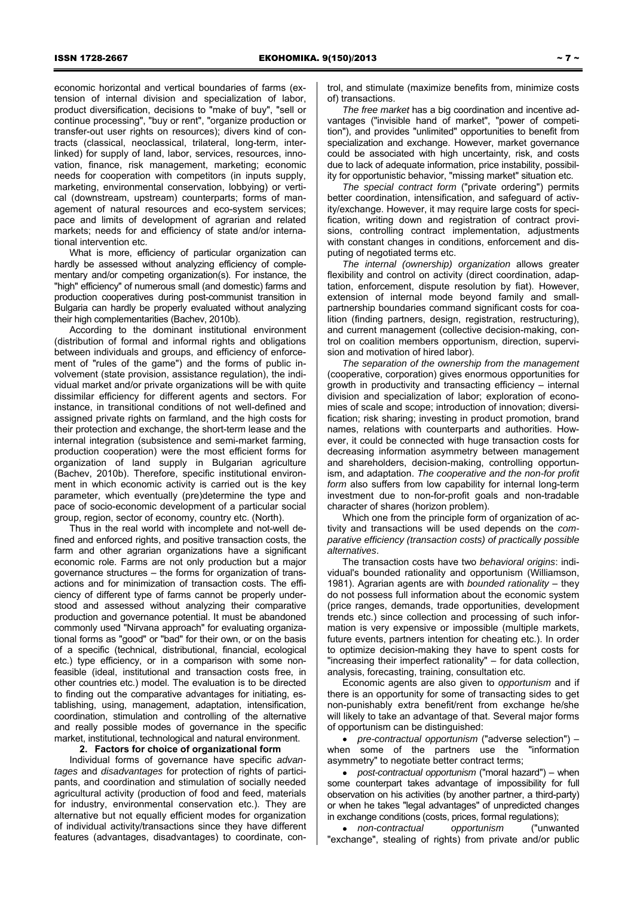economic horizontal and vertical boundaries of farms (extension of internal division and specialization of labor, product diversification, decisions to "make of buy", "sell or continue processing", "buy or rent", "organize production or transfer-out user rights on resources); divers kind of contracts (classical, neoclassical, trilateral, long-term, interlinked) for supply of land, labor, services, resources, innovation, finance, risk management, marketing; economic needs for cooperation with competitors (in inputs supply, marketing, environmental conservation, lobbying) or vertical (downstream, upstream) counterparts; forms of management of natural resources and eco-system services; pace and limits of development of agrarian and related markets; needs for and efficiency of state and/or international intervention etc.

What is more, efficiency of particular organization can hardly be assessed without analyzing efficiency of complementary and/or competing organization(s). For instance, the "high" efficiency" of numerous small (and domestic) farms and production cooperatives during post-communist transition in Bulgaria can hardly be properly evaluated without analyzing their high complementarities (Bachev, 2010b).

According to the dominant institutional environment (distribution of formal and informal rights and obligations between individuals and groups, and efficiency of enforcement of "rules of the game") and the forms of public involvement (state provision, assistance regulation), the individual market and/or private organizations will be with quite dissimilar efficiency for different agents and sectors. For instance, in transitional conditions of not well-defined and assigned private rights on farmland, and the high costs for their protection and exchange, the short-term lease and the internal integration (subsistence and semi-market farming, production cooperation) were the most efficient forms for organization of land supply in Bulgarian agriculture (Bachev, 2010b). Therefore, specific institutional environment in which economic activity is carried out is the key parameter, which eventually (pre)determine the type and pace of socio-economic development of a particular social group, region, sector of economy, country etc. (North).

Thus in the real world with incomplete and not-well defined and enforced rights, and positive transaction costs, the farm and other agrarian organizations have a significant economic role. Farms are not only production but a major governance structures – the forms for organization of transactions and for minimization of transaction costs. The efficiency of different type of farms cannot be properly understood and assessed without analyzing their comparative production and governance potential. It must be abandoned commonly used "Nirvana approach" for evaluating organizational forms as "good" or "bad" for their own, or on the basis of a specific (technical, distributional, financial, ecological etc.) type efficiency, or in a comparison with some non-feasible (ideal, institutional and transaction costs free, in other countries etc.) model. The evaluation is to be directed to finding out the comparative advantages for initiating, establishing, using, management, adaptation, intensification, coordination, stimulation and controlling of the alternative and really possible modes of governance in the specific market, institutional, technological and natural environment.

## 2. Factors for choice of organizational form

Individual forms of governance have specific *advantages* and *disadvantages* for protection of rights of participants, and coordination and stimulation of socially needed agricultural activity (production of food and feed, materials for industry, environmental conservation etc.). They are alternative but not equally efficient modes for organization of individual activity/transactions since they have different features (advantages, disadvantages) to coordinate, control, and stimulate (maximize benefits from, minimize costs of) transactions.

*The free market* has a big coordination and incentive advantages ("invisible hand of market", "power of competition"), and provides "unlimited" opportunities to benefit from specialization and exchange. However, market governance could be associated with high uncertainty, risk, and costs due to lack of adequate information, price instability, possibility for opportunistic behavior, "missing market" situation etc.

*The special contract form* ("private ordering") permits better coordination, intensification, and safeguard of activity/exchange. However, it may require large costs for specification, writing down and registration of contract provisions, controlling contract implementation, adjustments with constant changes in conditions, enforcement and disputing of negotiated terms etc.

*The internal (ownership) organization* allows greater flexibility and control on activity (direct coordination, adaptation, enforcement, dispute resolution by fiat). However, extension of internal mode beyond family and small-partnership boundaries command significant costs for coalition (finding partners, design, registration, restructuring), and current management (collective decision-making, control on coalition members opportunism, direction, supervision and motivation of hired labor).

*The separation of the ownership from the management* (cooperative, corporation) gives enormous opportunities for growth in productivity and transacting efficiency – internal division and specialization of labor; exploration of economies of scale and scope; introduction of innovation; diversification; risk sharing; investing in product promotion, brand names, relations with counterparts and authorities. However, it could be connected with huge transaction costs for decreasing information asymmetry between management and shareholders, decision-making, controlling opportunism, and adaptation. *The cooperative and the non-for profit form* also suffers from low capability for internal long-term investment due to non-for-profit goals and non-tradable character of shares (horizon problem).

Which one from the principle form of organization of activity and transactions will be used depends on the *comparative efficiency (transaction costs) of practically possible alternatives*.

The transaction costs have two *behavioral origins*: individual's bounded rationality and opportunism (Williamson, 1981). Agrarian agents are with *bounded rationality* – they do not possess full information about the economic system (price ranges, demands, trade opportunities, development trends etc.) since collection and processing of such information is very expensive or impossible (multiple markets, future events, partners intention for cheating etc.). In order to optimize decision-making they have to spent costs for "increasing their imperfect rationality" – for data collection, analysis, forecasting, training, consultation etc.

Economic agents are also given to *opportunism* and if there is an opportunity for some of transacting sides to get non-punishably extra benefit/rent from exchange he/she will likely to take an advantage of that. Several major forms of opportunism can be distinguished:

- *pre-contractual opportunism* ("adverse selection") – when some of the partners use the "information asymmetry" to negotiate better contract terms;
- *post-contractual opportunism* ("moral hazard") – when some counterpart takes advantage of impossibility for full observation on his activities (by another partner, a third-party) or when he takes "legal advantages" of unpredicted changes in exchange conditions (costs, prices, formal regulations);
- *non-contractual opportunism* ("unwanted "exchange", stealing of rights) from private and/or public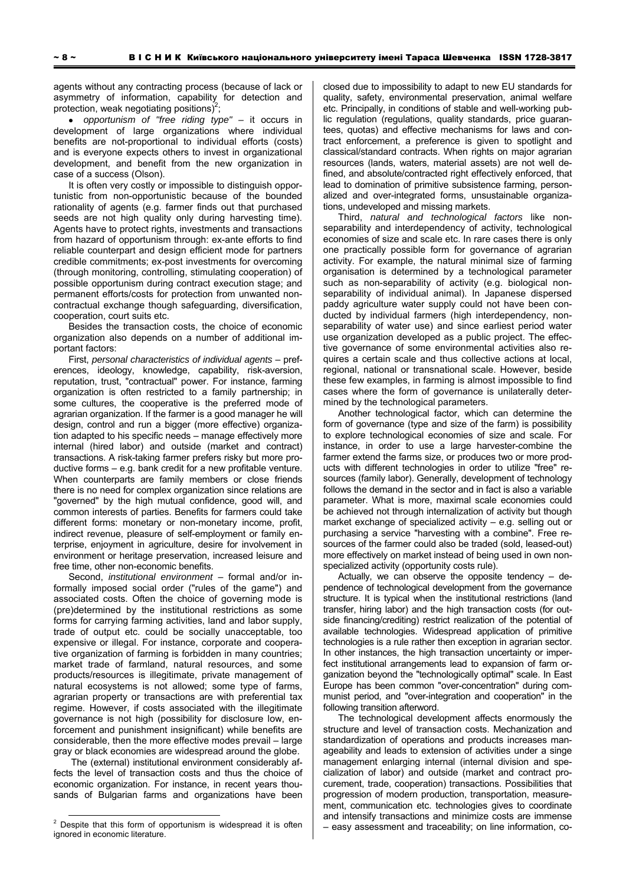agents without any contracting process (because of lack or asymmetry of information, capability for detection and protection, weak negotiating positions)[2];

- *opportunism of "free riding type"* – it occurs in development of large organizations where individual benefits are not-proportional to individual efforts (costs) and is everyone expects others to invest in organizational development, and benefit from the new organization in case of a success (Olson).

It is often very costly or impossible to distinguish opportunistic from non-opportunistic because of the bounded rationality of agents (e.g. farmer finds out that purchased seeds are not high quality only during harvesting time). Agents have to protect rights, investments and transactions from hazard of opportunism through: ex-ante efforts to find reliable counterpart and design efficient mode for partners credible commitments; ex-post investments for overcoming (through monitoring, controlling, stimulating cooperation) of possible opportunism during contract execution stage; and permanent efforts/costs for protection from unwanted non-contractual exchange though safeguarding, diversification, cooperation, court suits etc.

Besides the transaction costs, the choice of economic organization also depends on a number of additional important factors:

First, *personal characteristics of individual agents* – preferences, ideology, knowledge, capability, risk-aversion, reputation, trust, "contractual" power. For instance, farming organization is often restricted to a family partnership; in some cultures, the cooperative is the preferred mode of agrarian organization. If the farmer is a good manager he will design, control and run a bigger (more effective) organization adapted to his specific needs – manage effectively more internal (hired labor) and outside (market and contract) transactions. A risk-taking farmer prefers risky but more productive forms – e.g. bank credit for a new profitable venture. When counterparts are family members or close friends there is no need for complex organization since relations are "governed" by the high mutual confidence, good will, and common interests of parties. Benefits for farmers could take different forms: monetary or non-monetary income, profit, indirect revenue, pleasure of self-employment or family enterprise, enjoyment in agriculture, desire for involvement in environment or heritage preservation, increased leisure and free time, other non-economic benefits.

Second, *institutional environment* – formal and/or informally imposed social order ("rules of the game") and associated costs. Often the choice of governing mode is (pre)determined by the institutional restrictions as some forms for carrying farming activities, land and labor supply, trade of output etc. could be socially unacceptable, too expensive or illegal. For instance, corporate and cooperative organization of farming is forbidden in many countries; market trade of farmland, natural resources, and some products/resources is illegitimate, private management of natural ecosystems is not allowed; some type of farms, agrarian property or transactions are with preferential tax regime. However, if costs associated with the illegitimate governance is not high (possibility for disclosure low, enforcement and punishment insignificant) while benefits are considerable, then the more effective modes prevail – large gray or black economies are widespread around the globe.

The (external) institutional environment considerably affects the level of transaction costs and thus the choice of economic organization. For instance, in recent years thousands of Bulgarian farms and organizations have been closed due to impossibility to adapt to new EU standards for quality, safety, environmental preservation, animal welfare etc. Principally, in conditions of stable and well-working public regulation (regulations, quality standards, price guarantees, quotas) and effective mechanisms for laws and contract enforcement, a preference is given to spotlight and classical/standard contracts. When rights on major agrarian resources (lands, waters, material assets) are not well defined, and absolute/contracted right effectively enforced, that lead to domination of primitive subsistence farming, personalized and over-integrated forms, unsustainable organizations, undeveloped and missing markets.

Third, *natural and technological factors* like non-separability and interdependency of activity, technological economies of size and scale etc. In rare cases there is only one practically possible form for governance of agrarian activity. For example, the natural minimal size of farming organisation is determined by a technological parameter such as non-separability of activity (e.g. biological non-separability of individual animal). In Japanese dispersed paddy agriculture water supply could not have been conducted by individual farmers (high interdependency, non-separability of water use) and since earliest period water use organization developed as a public project. The effective governance of some environmental activities also requires a certain scale and thus collective actions at local, regional, national or transnational scale. However, beside these few examples, in farming is almost impossible to find cases where the form of governance is unilaterally determined by the technological parameters.

Another technological factor, which can determine the form of governance (type and size of the farm) is possibility to explore technological economies of size and scale. For instance, in order to use a large harvester-combine the farmer extend the farms size, or produces two or more products with different technologies in order to utilize "free" resources (family labor). Generally, development of technology follows the demand in the sector and in fact is also a variable parameter. What is more, maximal scale economies could be achieved not through internalization of activity but though market exchange of specialized activity – e.g. selling out or purchasing a service "harvesting with a combine". Free resources of the farmer could also be traded (sold, leased-out) more effectively on market instead of being used in own non-specialized activity (opportunity costs rule).

Actually, we can observe the opposite tendency – dependence of technological development from the governance structure. It is typical when the institutional restrictions (land transfer, hiring labor) and the high transaction costs (for outside financing/crediting) restrict realization of the potential of available technologies. Widespread application of primitive technologies is a rule rather then exception in agrarian sector. In other instances, the high transaction uncertainty or imperfect institutional arrangements lead to expansion of farm organization beyond the "technologically optimal" scale. In East Europe has been common "over-concentration" during communist period, and "over-integration and cooperation" in the following transition afterword.

The technological development affects enormously the structure and level of transaction costs. Mechanization and standardization of operations and products increases manageability and leads to extension of activities under a singe management enlarging internal (internal division and specialization of labor) and outside (market and contract procurement, trade, cooperation) transactions. Possibilities that progression of modern production, transportation, measurement, communication etc. technologies gives to coordinate and intensify transactions and minimize costs are immense – easy assessment and traceability; on line information, co-

[2] Despite that this form of opportunism is widespread it is often ignored in economic literature.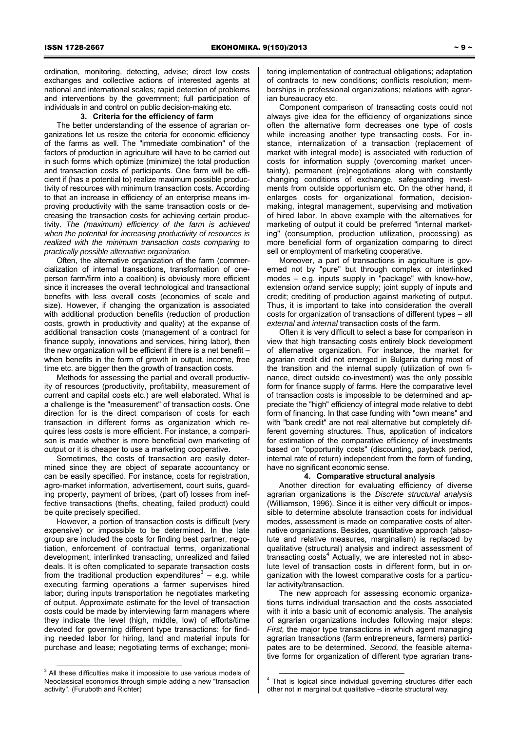ordination, monitoring, detecting, advise; direct low costs exchanges and collective actions of interested agents at national and international scales; rapid detection of problems and interventions by the government; full participation of individuals in and control on public decision-making etc.

### 3. Criteria for the efficiency of farm

The better understanding of the essence of agrarian organizations let us resize the criteria for economic efficiency of the farms as well. The "immediate combination" of the factors of production in agriculture will have to be carried out in such forms which optimize (minimize) the total production and transaction costs of participants. One farm will be efficient if (has a potential to) realize maximum possible productivity of resources with minimum transaction costs. According to that an increase in efficiency of an enterprise means improving productivity with the same transaction costs or decreasing the transaction costs for achieving certain productivity. *The (maximum) efficiency of the farm is achieved when the potential for increasing productivity of resources is realized with the minimum transaction costs comparing to practically possible alternative organization.*

Often, the alternative organization of the farm (commercialization of internal transactions, transformation of one-person farm/firm into a coalition) is obviously more efficient since it increases the overall technological and transactional benefits with less overall costs (economies of scale and size). However, if changing the organization is associated with additional production benefits (reduction of production costs, growth in productivity and quality) at the expanse of additional transaction costs (management of a contract for finance supply, innovations and services, hiring labor), then the new organization will be efficient if there is a net benefit – when benefits in the form of growth in output, income, free time etc. are bigger then the growth of transaction costs.

Methods for assessing the partial and overall productivity of resources (productivity, profitability, measurement of current and capital costs etc.) are well elaborated. What is a challenge is the "measurement" of transaction costs. One direction for is the direct comparison of costs for each transaction in different forms as organization which requires less costs is more efficient. For instance, a comparison is made whether is more beneficial own marketing of output or it is cheaper to use a marketing cooperative.

Sometimes, the costs of transaction are easily determined since they are object of separate accountancy or can be easily specified. For instance, costs for registration, agro-market information, advertisement, court suits, guarding property, payment of bribes, (part of) losses from ineffective transactions (thefts, cheating, failed product) could be quite precisely specified.

However, a portion of transaction costs is difficult (very expensive) or impossible to be determined. In the late group are included the costs for finding best partner, negotiation, enforcement of contractual terms, organizational development, interlinked transacting, unrealized and failed deals. It is often complicated to separate transaction costs from the traditional production expenditures[3] – e.g. while executing farming operations a farmer supervises hired labor; during inputs transportation he negotiates marketing of output. Approximate estimate for the level of transaction costs could be made by interviewing farm managers where they indicate the level (high, middle, low) of efforts/time devoted for governing different type transactions: for finding needed labor for hiring, land and material inputs for purchase and lease; negotiating terms of exchange; monitoring implementation of contractual obligations; adaptation of contracts to new conditions; conflicts resolution; memberships in professional organizations; relations with agrarian bureaucracy etc.

Component comparison of transacting costs could not always give idea for the efficiency of organizations since often the alternative form decreases one type of costs while increasing another type transacting costs. For instance, internalization of a transaction (replacement of market with integral mode) is associated with reduction of costs for information supply (overcoming market uncertainty), permanent (re)negotiations along with constantly changing conditions of exchange, safeguarding investments from outside opportunism etc. On the other hand, it enlarges costs for organizational formation, decision-making, integral management, supervising and motivation of hired labor. In above example with the alternatives for marketing of output it could be preferred "internal marketing" (consumption, production utilization, processing) as more beneficial form of organization comparing to direct sell or employment of marketing cooperative.

Moreover, a part of transactions in agriculture is governed not by "pure" but through complex or interlinked modes – e.g. inputs supply in "package" with know-how, extension or/and service supply; joint supply of inputs and credit; crediting of production against marketing of output. Thus, it is important to take into consideration the overall costs for organization of transactions of different types – all *external* and *internal* transaction costs of the farm.

Often it is very difficult to select a base for comparison in view that high transacting costs entirely block development of alternative organization. For instance, the market for agrarian credit did not emerged in Bulgaria during most of the transition and the internal supply (utilization of own finance, direct outside co-investment) was the only possible form for finance supply of farms. Here the comparative level of transaction costs is impossible to be determined and appreciate the "high" efficiency of integral mode relative to debt form of financing. In that case funding with "own means" and with "bank credit" are not real alternative but completely different governing structures. Thus, application of indicators for estimation of the comparative efficiency of investments based on "opportunity costs" (discounting, payback period, internal rate of return) independent from the form of funding, have no significant economic sense.

### 4. Comparative structural analysis

Another direction for evaluating efficiency of diverse agrarian organizations is the *Discrete structural analysis* (Williamson, 1996). Since it is either very difficult or impossible to determine absolute transaction costs for individual modes, assessment is made on comparative costs of alternative organizations. Besides, quantitative approach (absolute and relative measures, marginalism) is replaced by qualitative (structural) analysis and indirect assessment of transacting costs[4] Actually, we are interested not in absolute level of transaction costs in different form, but in organization with the lowest comparative costs for a particular activity/transaction.

The new approach for assessing economic organizations turns individual transaction and the costs associated with it into a basic unit of economic analysis. The analysis of agrarian organizations includes following major steps: *First,* the major type transactions in which agent managing agrarian transactions (farm entrepreneurs, farmers) participates are to be determined. *Second,* the feasible alternative forms for organization of different type agrarian trans-

---

[3] All these difficulties make it impossible to use various models of Neoclassical economics through simple adding a new "transaction activity". (Furuboth and Richter)

[4] That is logical since individual governing structures differ each other not in marginal but qualitative –discrite structural way.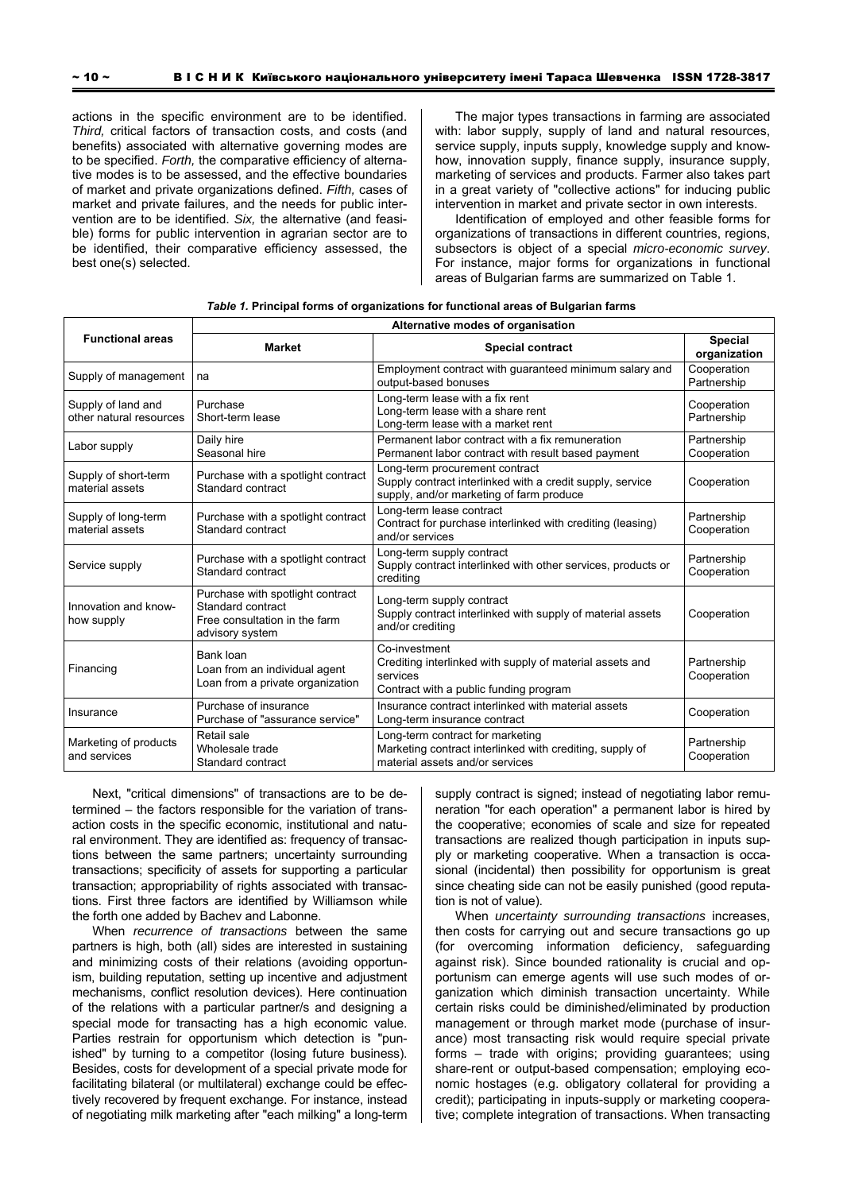actions in the specific environment are to be identified. *Third,* critical factors of transaction costs, and costs (and benefits) associated with alternative governing modes are to be specified. *Forth,* the comparative efficiency of alternative modes is to be assessed, and the effective boundaries of market and private organizations defined. *Fifth,* cases of market and private failures, and the needs for public intervention are to be identified. *Six,* the alternative (and feasible) forms for public intervention in agrarian sector are to be identified, their comparative efficiency assessed, the best one(s) selected.

The major types transactions in farming are associated with: labor supply, supply of land and natural resources, service supply, inputs supply, knowledge supply and know-how, innovation supply, finance supply, insurance supply, marketing of services and products. Farmer also takes part in a great variety of "collective actions" for inducing public intervention in market and private sector in own interests.

Identification of employed and other feasible forms for organizations of transactions in different countries, regions, subsectors is object of a special *micro-economic survey*. For instance, major forms for organizations in functional areas of Bulgarian farms are summarized on Table 1.

***Table 1.* Principal forms of organizations for functional areas of Bulgarian farms**

| Functional areas | Alternative modes of organisation | | |
|---|---|---|---|
| | **Market** | **Special contract** | **Special organization** |
| Supply of management | na | Employment contract with guaranteed minimum salary and output-based bonuses | Cooperation Partnership |
| Supply of land and other natural resources | Purchase Short-term lease | Long-term lease with a fix rent Long-term lease with a share rent Long-term lease with a market rent | Cooperation Partnership |
| Labor supply | Daily hire Seasonal hire | Permanent labor contract with a fix remuneration Permanent labor contract with result based payment | Partnership Cooperation |
| Supply of short-term material assets | Purchase with a spotlight contract Standard contract | Long-term procurement contract Supply contract interlinked with a credit supply, service supply, and/or marketing of farm produce | Cooperation |
| Supply of long-term material assets | Purchase with a spotlight contract Standard contract | Long-term lease contract Contract for purchase interlinked with crediting (leasing) and/or services | Partnership Cooperation |
| Service supply | Purchase with a spotlight contract Standard contract | Long-term supply contract Supply contract interlinked with other services, products or crediting | Partnership Cooperation |
| Innovation and know-how supply | Purchase with spotlight contract Standard contract Free consultation in the farm advisory system | Long-term supply contract Supply contract interlinked with supply of material assets and/or crediting | Cooperation |
| Financing | Bank loan Loan from an individual agent Loan from a private organization | Co-investment Crediting interlinked with supply of material assets and services Contract with a public funding program | Partnership Cooperation |
| Insurance | Purchase of insurance Purchase of "assurance service" | Insurance contract interlinked with material assets Long-term insurance contract | Cooperation |
| Marketing of products and services | Retail sale Wholesale trade Standard contract | Long-term contract for marketing Marketing contract interlinked with crediting, supply of material assets and/or services | Partnership Cooperation |

Next, "critical dimensions" of transactions are to be determined – the factors responsible for the variation of transaction costs in the specific economic, institutional and natural environment. They are identified as: frequency of transactions between the same partners; uncertainty surrounding transactions; specificity of assets for supporting a particular transaction; appropriability of rights associated with transactions. First three factors are identified by Williamson while the forth one added by Bachev and Labonne.

When *recurrence of transactions* between the same partners is high, both (all) sides are interested in sustaining and minimizing costs of their relations (avoiding opportunism, building reputation, setting up incentive and adjustment mechanisms, conflict resolution devices). Here continuation of the relations with a particular partner/s and designing a special mode for transacting has a high economic value. Parties restrain for opportunism which detection is "punished" by turning to a competitor (losing future business). Besides, costs for development of a special private mode for facilitating bilateral (or multilateral) exchange could be effectively recovered by frequent exchange. For instance, instead of negotiating milk marketing after "each milking" a long-term supply contract is signed; instead of negotiating labor remuneration "for each operation" a permanent labor is hired by the cooperative; economies of scale and size for repeated transactions are realized though participation in inputs supply or marketing cooperative. When a transaction is occasional (incidental) then possibility for opportunism is great since cheating side can not be easily punished (good reputation is not of value).

When *uncertainty surrounding transactions* increases, then costs for carrying out and secure transactions go up (for overcoming information deficiency, safeguarding against risk). Since bounded rationality is crucial and opportunism can emerge agents will use such modes of organization which diminish transaction uncertainty. While certain risks could be diminished/eliminated by production management or through market mode (purchase of insurance) most transacting risk would require special private forms – trade with origins; providing guarantees; using share-rent or output-based compensation; employing economic hostages (e.g. obligatory collateral for providing a credit); participating in inputs-supply or marketing cooperative; complete integration of transactions. When transacting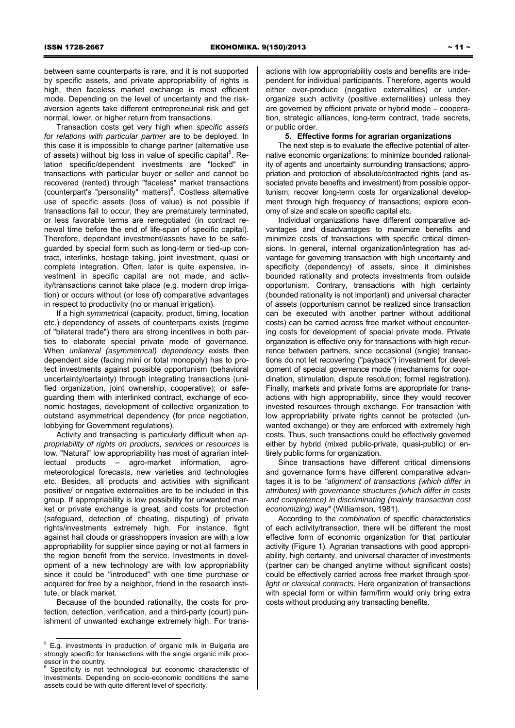between same counterparts is rare, and it is not supported by specific assets, and private appropriability of rights is high, then faceless market exchange is most efficient mode. Depending on the level of uncertainty and the risk-aversion agents take different entrepreneurial risk and get normal, lower, or higher return from transactions.

Transaction costs get very high when *specific assets for relations with particular partner* are to be deployed. In this case it is impossible to change partner (alternative use of assets) without big loss in value of specific capital[5]. Relation specific/dependent investments are "locked" in transactions with particular buyer or seller and cannot be recovered (rented) through "faceless" market transactions (counterpart's "personality" matters)[6]. Costless alternative use of specific assets (loss of value) is not possible if transactions fail to occur, they are prematurely terminated, or less favorable terms are renegotiated (in contract renewal time before the end of life-span of specific capital). Therefore, dependant investment/assets have to be safeguarded by special form such as long-term or tied-up contract, interlinks, hostage taking, joint investment, quasi or complete integration. Often, later is quite expensive, investment in specific capital are not made, and activity/transactions cannot take place (e.g. modern drop irrigation) or occurs without (or loss of) comparative advantages in respect to productivity (no or manual irrigation).

If a high *symmetrical* (capacity, product, timing, location etc.) dependency of assets of counterparts exists (regime of "bilateral trade") there are strong incentives in both parties to elaborate special private mode of governance. When *unilateral (asymmetrical) dependency* exists then dependent side (facing mini or total monopoly) has to protect investments against possible opportunism (behavioral uncertainty/certainty) through integrating transactions (unified organization, joint ownership, cooperative); or safeguarding them with interlinked contract, exchange of economic hostages, development of collective organization to outstand asymmetrical dependency (for price negotiation, lobbying for Government regulations).

Activity and transacting is particularly difficult when *appropriability of rights on products, services or resources* is low. "Natural" low appropriability has most of agrarian intellectual products – agro-market information, agro-meteorological forecasts, new varieties and technologies etc. Besides, all products and activities with significant positive/ or negative externalities are to be included in this group. If appropriability is low possibility for unwanted market or private exchange is great, and costs for protection (safeguard, detection of cheating, disputing) of private rights/investments extremely high. For instance, fight against hail clouds or grasshoppers invasion are with a low appropriability for supplier since paying or not all farmers in the region benefit from the service. Investments in development of a new technology are with low appropriability since it could be "introduced" with one time purchase or acquired for free by a neighbor, friend in the research institute, or black market.

Because of the bounded rationality, the costs for protection, detection, verification, and a third-party (court) punishment of unwanted exchange extremely high. For transactions with low appropriability costs and benefits are independent for individual participants. Therefore, agents would either over-produce (negative externalities) or under-organize such activity (positive externalities) unless they are governed by efficient private or hybrid mode – cooperation, strategic alliances, long-term contract, trade secrets, or public order.

**5. Effective forms for agrarian organizations**

The next step is to evaluate the effective potential of alternative economic organizations: to minimize bounded rationality of agents and uncertainty surrounding transactions; appropriation and protection of absolute/contracted rights (and associated private benefits and investment) from possible opportunism; recover long-term costs for organizational development through high frequency of transactions; explore economy of size and scale on specific capital etc.

Individual organizations have different comparative advantages and disadvantages to maximize benefits and minimize costs of transactions with specific critical dimensions. In general, internal organization/integration has advantage for governing transaction with high uncertainty and specificity (dependency) of assets, since it diminishes bounded rationality and protects investments from outside opportunism. Contrary, transactions with high certainty (bounded rationality is not important) and universal character of assets (opportunism cannot be realized since transaction can be executed with another partner without additional costs) can be carried across free market without encountering costs for development of special private mode. Private organization is effective only for transactions with high recurrence between partners, since occasional (single) transactions do not let recovering ("payback") investment for development of special governance mode (mechanisms for coordination, stimulation, dispute resolution; formal registration). Finally, markets and private forms are appropriate for transactions with high appropriability, since they would recover invested resources through exchange. For transaction with low appropriability private rights cannot be protected (unwanted exchange) or they are enforced with extremely high costs. Thus, such transactions could be effectively governed either by hybrid (mixed public-private, quasi-public) or entirely public forms for organization.

Since transactions have different critical dimensions and governance forms have different comparative advantages it is to be *"alignment of transactions (which differ in attributes) with governance structures (which differ in costs and competence) in discriminating (mainly transaction cost economizing) way*" (Williamson, 1981).

According to the *combination* of specific characteristics of each activity/transaction, there will be different the most effective form of economic organization for that particular activity (Figure 1). Agrarian transactions with good appropriability, high certainty, and universal character of investments (partner can be changed anytime without significant costs) could be effectively carried across free market through *spot-light or classical contracts*. Here organization of transactions with special form or within farm/firm would only bring extra costs without producing any transacting benefits.

---

[5] E.g. investments in production of organic milk in Bulgaria are strongly specific for transactions with the single organic milk processor in the country.

[6] Specificity is not technological but economic characteristic of investments. Depending on socio-economic conditions the same assets could be with quite different level of specificity.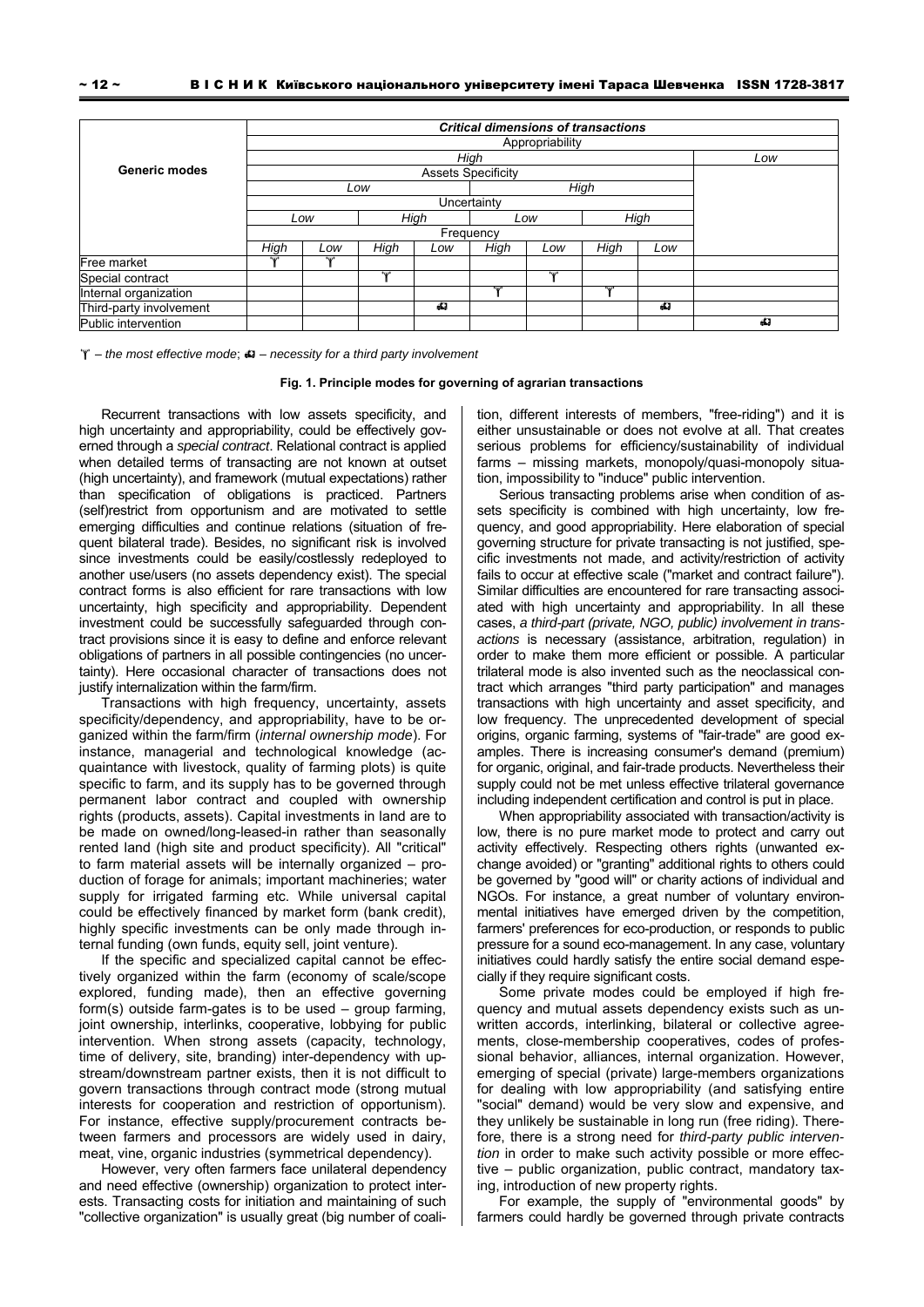| Generic modes | Critical dimensions of transactions | | | | | | | | |
|---|---|---|---|---|---|---|---|---|---|
| | Appropriability | | | | | | | | |
| | *High* | | | | | | | | *Low* |
| | Assets Specificity | | | | | | | | |
| | *Low* | | | | *High* | | | | |
| | Uncertainty | | | | | | | | |
| | *Low* | | *High* | | *Low* | | *High* | | |
| | Frequency | | | | | | | | |
| | *High* | *Low* | *High* | *Low* | *High* | *Low* | *High* | *Low* | |
| Free market | ♈ | ♈ | | | | | | | |
| Special contract | | | ♈ | | | ♈ | | | |
| Internal organization | | | | | ♈ | | ♈ | | |
| Third-party involvement | | | | 🤝 | | | | 🤝 | |
| Public intervention | | | | | | | | | 🤝 |

*♈ – the most effective mode; 🤝 – necessity for a third party involvement*

**Fig. 1. Principle modes for governing of agrarian transactions**

Recurrent transactions with low assets specificity, and high uncertainty and appropriability, could be effectively governed through a *special contract*. Relational contract is applied when detailed terms of transacting are not known at outset (high uncertainty), and framework (mutual expectations) rather than specification of obligations is practiced. Partners (self)restrict from opportunism and are motivated to settle emerging difficulties and continue relations (situation of frequent bilateral trade). Besides, no significant risk is involved since investments could be easily/costlessly redeployed to another use/users (no assets dependency exist). The special contract forms is also efficient for rare transactions with low uncertainty, high specificity and appropriability. Dependent investment could be successfully safeguarded through contract provisions since it is easy to define and enforce relevant obligations of partners in all possible contingencies (no uncertainty). Here occasional character of transactions does not justify internalization within the farm/firm.

Transactions with high frequency, uncertainty, assets specificity/dependency, and appropriability, have to be organized within the farm/firm (*internal ownership mode*). For instance, managerial and technological knowledge (acquaintance with livestock, quality of farming plots) is quite specific to farm, and its supply has to be governed through permanent labor contract and coupled with ownership rights (products, assets). Capital investments in land are to be made on owned/long-leased-in rather than seasonally rented land (high site and product specificity). All "critical" to farm material assets will be internally organized – production of forage for animals; important machineries; water supply for irrigated farming etc. While universal capital could be effectively financed by market form (bank credit), highly specific investments can be only made through internal funding (own funds, equity sell, joint venture).

If the specific and specialized capital cannot be effectively organized within the farm (economy of scale/scope explored, funding made), then an effective governing form(s) outside farm-gates is to be used – group farming, joint ownership, interlinks, cooperative, lobbying for public intervention. When strong assets (capacity, technology, time of delivery, site, branding) inter-dependency with upstream/downstream partner exists, then it is not difficult to govern transactions through contract mode (strong mutual interests for cooperation and restriction of opportunism). For instance, effective supply/procurement contracts between farmers and processors are widely used in dairy, meat, vine, organic industries (symmetrical dependency).

However, very often farmers face unilateral dependency and need effective (ownership) organization to protect interests. Transacting costs for initiation and maintaining of such "collective organization" is usually great (big number of coalition, different interests of members, "free-riding") and it is either unsustainable or does not evolve at all. That creates serious problems for efficiency/sustainability of individual farms – missing markets, monopoly/quasi-monopoly situation, impossibility to "induce" public intervention.

Serious transacting problems arise when condition of assets specificity is combined with high uncertainty, low frequency, and good appropriability. Here elaboration of special governing structure for private transacting is not justified, specific investments not made, and activity/restriction of activity fails to occur at effective scale ("market and contract failure"). Similar difficulties are encountered for rare transacting associated with high uncertainty and appropriability. In all these cases, *a third-part (private, NGO, public) involvement in transactions* is necessary (assistance, arbitration, regulation) in order to make them more efficient or possible. A particular trilateral mode is also invented such as the neoclassical contract which arranges "third party participation" and manages transactions with high uncertainty and asset specificity, and low frequency. The unprecedented development of special origins, organic farming, systems of "fair-trade" are good examples. There is increasing consumer's demand (premium) for organic, original, and fair-trade products. Nevertheless their supply could not be met unless effective trilateral governance including independent certification and control is put in place.

When appropriability associated with transaction/activity is low, there is no pure market mode to protect and carry out activity effectively. Respecting others rights (unwanted exchange avoided) or "granting" additional rights to others could be governed by "good will" or charity actions of individual and NGOs. For instance, a great number of voluntary environmental initiatives have emerged driven by the competition, farmers' preferences for eco-production, or responds to public pressure for a sound eco-management. In any case, voluntary initiatives could hardly satisfy the entire social demand especially if they require significant costs.

Some private modes could be employed if high frequency and mutual assets dependency exists such as unwritten accords, interlinking, bilateral or collective agreements, close-membership cooperatives, codes of professional behavior, alliances, internal organization. However, emerging of special (private) large-members organizations for dealing with low appropriability (and satisfying entire "social" demand) would be very slow and expensive, and they unlikely be sustainable in long run (free riding). Therefore, there is a strong need for *third-party public intervention* in order to make such activity possible or more effective – public organization, public contract, mandatory taxing, introduction of new property rights.

For example, the supply of "environmental goods" by farmers could hardly be governed through private contracts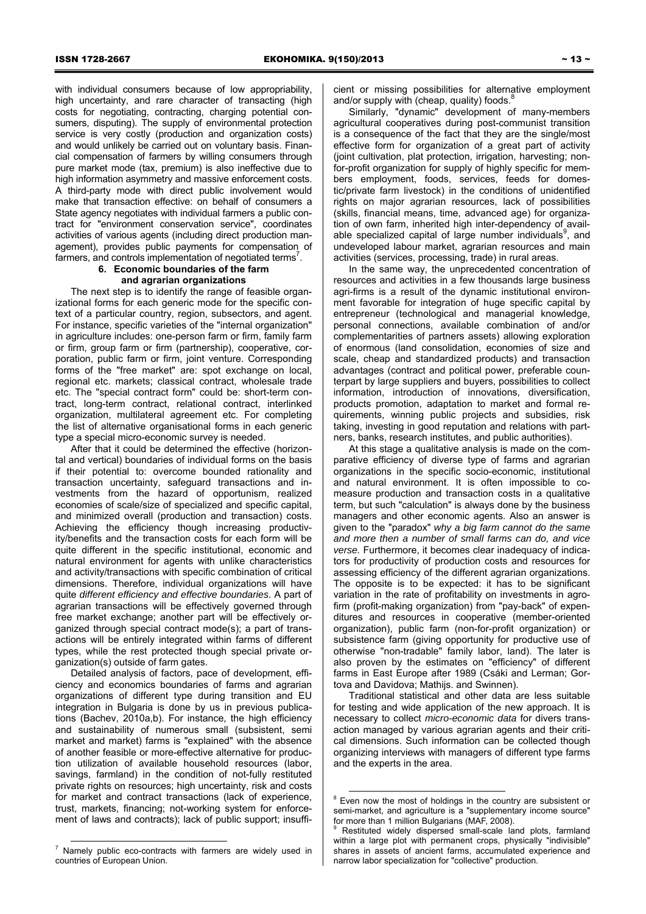with individual consumers because of low appropriability, high uncertainty, and rare character of transacting (high costs for negotiating, contracting, charging potential consumers, disputing). The supply of environmental protection service is very costly (production and organization costs) and would unlikely be carried out on voluntary basis. Financial compensation of farmers by willing consumers through pure market mode (tax, premium) is also ineffective due to high information asymmetry and massive enforcement costs. A third-party mode with direct public involvement would make that transaction effective: on behalf of consumers a State agency negotiates with individual farmers a public contract for "environment conservation service", coordinates activities of various agents (including direct production management), provides public payments for compensation of farmers, and controls implementation of negotiated terms[7].

## 6. Economic boundaries of the farm and agrarian organizations

The next step is to identify the range of feasible organizational forms for each generic mode for the specific context of a particular country, region, subsectors, and agent. For instance, specific varieties of the "internal organization" in agriculture includes: one-person farm or firm, family farm or firm, group farm or firm (partnership), cooperative, corporation, public farm or firm, joint venture. Corresponding forms of the "free market" are: spot exchange on local, regional etc. markets; classical contract, wholesale trade etc. The "special contract form" could be: short-term contract, long-term contract, relational contract, interlinked organization, multilateral agreement etc. For completing the list of alternative organisational forms in each generic type a special micro-economic survey is needed.

After that it could be determined the effective (horizontal and vertical) boundaries of individual forms on the basis if their potential to: overcome bounded rationality and transaction uncertainty, safeguard transactions and investments from the hazard of opportunism, realized economies of scale/size of specialized and specific capital, and minimized overall (production and transaction) costs. Achieving the efficiency though increasing productivity/benefits and the transaction costs for each form will be quite different in the specific institutional, economic and natural environment for agents with unlike characteristics and activity/transactions with specific combination of critical dimensions. Therefore, individual organizations will have quite *different efficiency and effective boundaries*. A part of agrarian transactions will be effectively governed through free market exchange; another part will be effectively organized through special contract mode(s); a part of transactions will be entirely integrated within farms of different types, while the rest protected though special private organization(s) outside of farm gates.

Detailed analysis of factors, pace of development, efficiency and economics boundaries of farms and agrarian organizations of different type during transition and EU integration in Bulgaria is done by us in previous publications (Bachev, 2010a,b). For instance, the high efficiency and sustainability of numerous small (subsistent, semi market and market) farms is "explained" with the absence of another feasible or more-effective alternative for production utilization of available household resources (labor, savings, farmland) in the condition of not-fully restituted private rights on resources; high uncertainty, risk and costs for market and contract transactions (lack of experience, trust, markets, financing; not-working system for enforcement of laws and contracts); lack of public support; insufficient or missing possibilities for alternative employment and/or supply with (cheap, quality) foods.[8]

Similarly, "dynamic" development of many-members agricultural cooperatives during post-communist transition is a consequence of the fact that they are the single/most effective form for organization of a great part of activity (joint cultivation, plat protection, irrigation, harvesting; non-for-profit organization for supply of highly specific for members employment, foods, services, feeds for domestic/private farm livestock) in the conditions of unidentified rights on major agrarian resources, lack of possibilities (skills, financial means, time, advanced age) for organization of own farm, inherited high inter-dependency of available specialized capital of large number individuals[9], and undeveloped labour market, agrarian resources and main activities (services, processing, trade) in rural areas.

In the same way, the unprecedented concentration of resources and activities in a few thousands large business agri-firms is a result of the dynamic institutional environment favorable for integration of huge specific capital by entrepreneur (technological and managerial knowledge, personal connections, available combination of and/or complementarities of partners assets) allowing exploration of enormous (land consolidation, economies of size and scale, cheap and standardized products) and transaction advantages (contract and political power, preferable counterpart by large suppliers and buyers, possibilities to collect information, introduction of innovations, diversification, products promotion, adaptation to market and formal requirements, winning public projects and subsidies, risk taking, investing in good reputation and relations with partners, banks, research institutes, and public authorities).

At this stage a qualitative analysis is made on the comparative efficiency of diverse type of farms and agrarian organizations in the specific socio-economic, institutional and natural environment. It is often impossible to co-measure production and transaction costs in a qualitative term, but such "calculation" is always done by the business managers and other economic agents. Also an answer is given to the "paradox" *why a big farm cannot do the same and more then a number of small farms can do, and vice verse*. Furthermore, it becomes clear inadequacy of indicators for productivity of production costs and resources for assessing efficiency of the different agrarian organizations. The opposite is to be expected: it has to be significant variation in the rate of profitability on investments in agro-firm (profit-making organization) from "pay-back" of expenditures and resources in cooperative (member-oriented organization), public farm (non-for-profit organization) or subsistence farm (giving opportunity for productive use of otherwise "non-tradable" family labor, land). The later is also proven by the estimates on "efficiency" of different farms in East Europe after 1989 (Csáki and Lerman; Gortova and Davidova; Mathijs. and Swinnen).

Traditional statistical and other data are less suitable for testing and wide application of the new approach. It is necessary to collect *micro-economic data* for divers transaction managed by various agrarian agents and their critical dimensions. Such information can be collected though organizing interviews with managers of different type farms and the experts in the area.

---

[7] Namely public eco-contracts with farmers are widely used in countries of European Union.

[8] Even now the most of holdings in the country are subsistent or semi-market, and agriculture is a "supplementary income source" for more than 1 million Bulgarians (MAF, 2008).

[9] Restituted widely dispersed small-scale land plots, farmland within a large plot with permanent crops, physically "indivisible" shares in assets of ancient farms, accumulated experience and narrow labor specialization for "collective" production.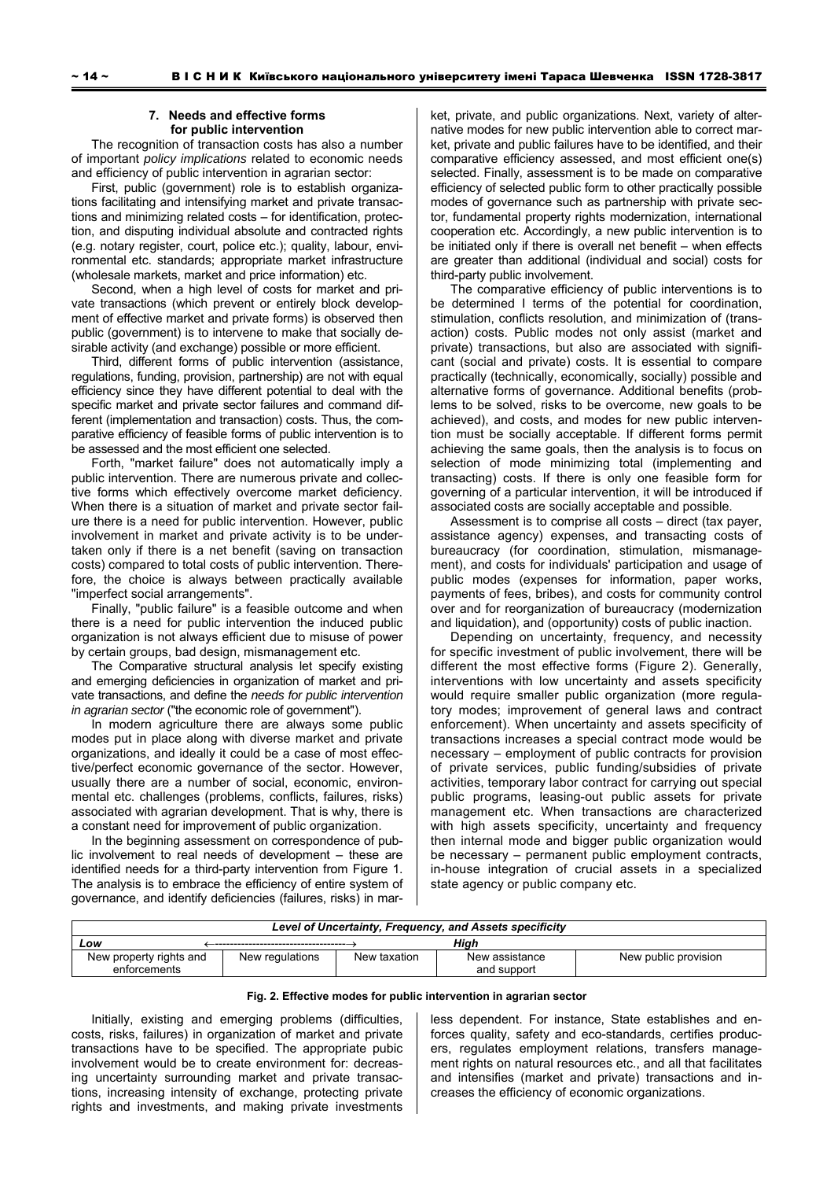### 7. Needs and effective forms for public intervention

The recognition of transaction costs has also a number of important *policy implications* related to economic needs and efficiency of public intervention in agrarian sector:

First, public (government) role is to establish organizations facilitating and intensifying market and private transactions and minimizing related costs – for identification, protection, and disputing individual absolute and contracted rights (e.g. notary register, court, police etc.); quality, labour, environmental etc. standards; appropriate market infrastructure (wholesale markets, market and price information) etc.

Second, when a high level of costs for market and private transactions (which prevent or entirely block development of effective market and private forms) is observed then public (government) is to intervene to make that socially desirable activity (and exchange) possible or more efficient.

Third, different forms of public intervention (assistance, regulations, funding, provision, partnership) are not with equal efficiency since they have different potential to deal with the specific market and private sector failures and command different (implementation and transaction) costs. Thus, the comparative efficiency of feasible forms of public intervention is to be assessed and the most efficient one selected.

Forth, "market failure" does not automatically imply a public intervention. There are numerous private and collective forms which effectively overcome market deficiency. When there is a situation of market and private sector failure there is a need for public intervention. However, public involvement in market and private activity is to be undertaken only if there is a net benefit (saving on transaction costs) compared to total costs of public intervention. Therefore, the choice is always between practically available "imperfect social arrangements".

Finally, "public failure" is a feasible outcome and when there is a need for public intervention the induced public organization is not always efficient due to misuse of power by certain groups, bad design, mismanagement etc.

The Comparative structural analysis let specify existing and emerging deficiencies in organization of market and private transactions, and define the *needs for public intervention in agrarian sector* ("the economic role of government").

In modern agriculture there are always some public modes put in place along with diverse market and private organizations, and ideally it could be a case of most effective/perfect economic governance of the sector. However, usually there are a number of social, economic, environmental etc. challenges (problems, conflicts, failures, risks) associated with agrarian development. That is why, there is a constant need for improvement of public organization.

In the beginning assessment on correspondence of public involvement to real needs of development – these are identified needs for a third-party intervention from Figure 1. The analysis is to embrace the efficiency of entire system of governance, and identify deficiencies (failures, risks) in market, private, and public organizations. Next, variety of alternative modes for new public intervention able to correct market, private and public failures have to be identified, and their comparative efficiency assessed, and most efficient one(s) selected. Finally, assessment is to be made on comparative efficiency of selected public form to other practically possible modes of governance such as partnership with private sector, fundamental property rights modernization, international cooperation etc. Accordingly, a new public intervention is to be initiated only if there is overall net benefit – when effects are greater than additional (individual and social) costs for third-party public involvement.

The comparative efficiency of public interventions is to be determined I terms of the potential for coordination, stimulation, conflicts resolution, and minimization of (transaction) costs. Public modes not only assist (market and private) transactions, but also are associated with significant (social and private) costs. It is essential to compare practically (technically, economically, socially) possible and alternative forms of governance. Additional benefits (problems to be solved, risks to be overcome, new goals to be achieved), and costs, and modes for new public intervention must be socially acceptable. If different forms permit achieving the same goals, then the analysis is to focus on selection of mode minimizing total (implementing and transacting) costs. If there is only one feasible form for governing of a particular intervention, it will be introduced if associated costs are socially acceptable and possible.

Assessment is to comprise all costs – direct (tax payer, assistance agency) expenses, and transacting costs of bureaucracy (for coordination, stimulation, mismanagement), and costs for individuals' participation and usage of public modes (expenses for information, paper works, payments of fees, bribes), and costs for community control over and for reorganization of bureaucracy (modernization and liquidation), and (opportunity) costs of public inaction.

Depending on uncertainty, frequency, and necessity for specific investment of public involvement, there will be different the most effective forms (Figure 2). Generally, interventions with low uncertainty and assets specificity would require smaller public organization (more regulatory modes; improvement of general laws and contract enforcement). When uncertainty and assets specificity of transactions increases a special contract mode would be necessary – employment of public contracts for provision of private services, public funding/subsidies of private activities, temporary labor contract for carrying out special public programs, leasing-out public assets for private management etc. When transactions are characterized with high assets specificity, uncertainty and frequency then internal mode and bigger public organization would be necessary – permanent public employment contracts, in-house integration of crucial assets in a specialized state agency or public company etc.

| *Level of Uncertainty, Frequency, and Assets specificity* | | | | |
|---|---|---|---|---|
| *Low* | ←——————→ | | *High* | |
| New property rights and enforcements | New regulations | New taxation | New assistance and support | New public provision |

**Fig. 2. Effective modes for public intervention in agrarian sector**

Initially, existing and emerging problems (difficulties, costs, risks, failures) in organization of market and private transactions have to be specified. The appropriate pubic involvement would be to create environment for: decreasing uncertainty surrounding market and private transactions, increasing intensity of exchange, protecting private rights and investments, and making private investments less dependent. For instance, State establishes and enforces quality, safety and eco-standards, certifies producers, regulates employment relations, transfers management rights on natural resources etc., and all that facilitates and intensifies (market and private) transactions and increases the efficiency of economic organizations.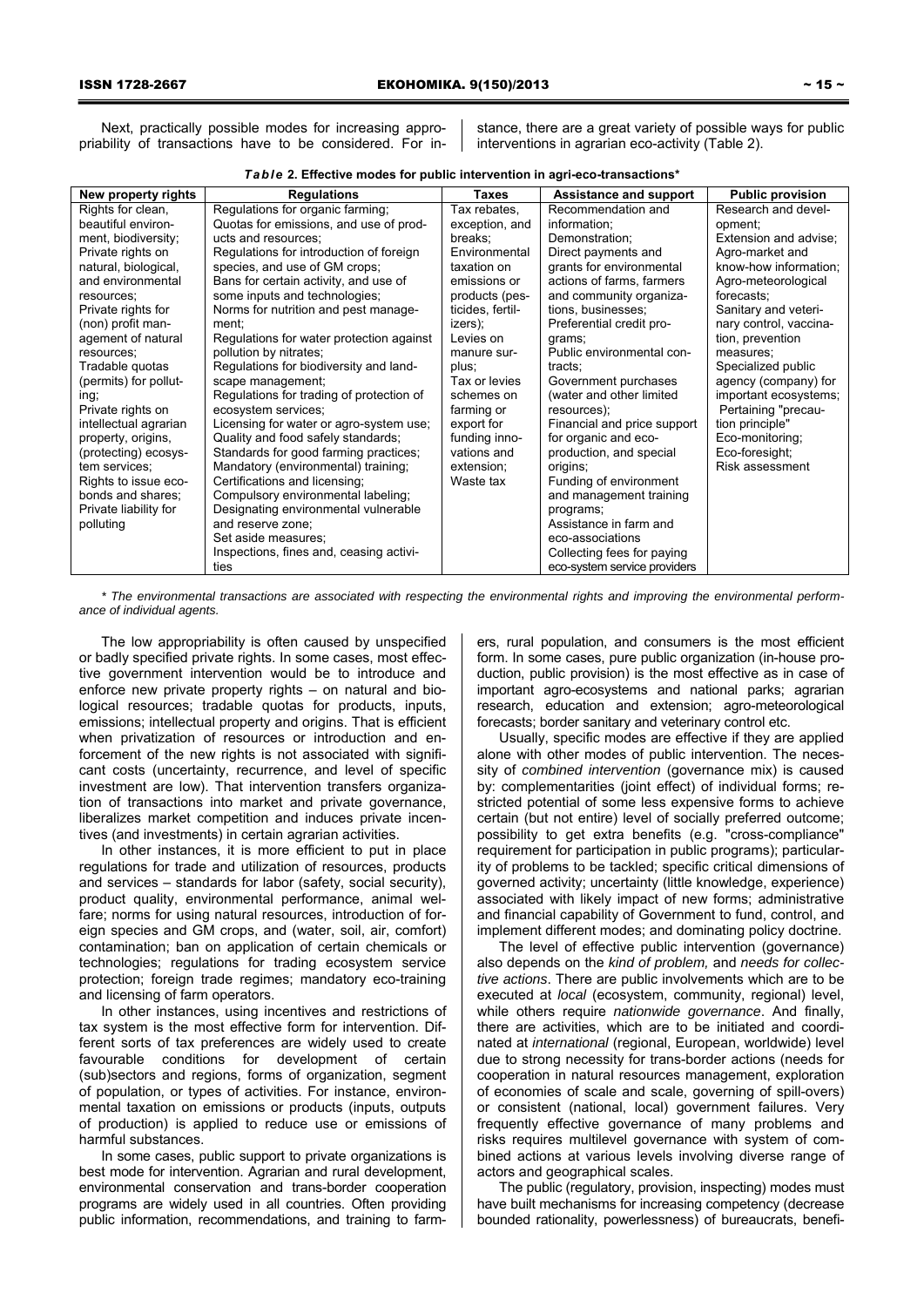Next, practically possible modes for increasing appropriability of transactions have to be considered. For instance, there are a great variety of possible ways for public interventions in agrarian eco-activity (Table 2).

*Table* **2. Effective modes for public intervention in agri-eco-transactions\***

| New property rights | Regulations | Taxes | Assistance and support | Public provision |
|---|---|---|---|---|
| Rights for clean, beautiful environment, biodiversity; Private rights on natural, biological, and environmental resources; Private rights for (non) profit management of natural resources; Tradable quotas (permits) for polluting; Private rights on intellectual agrarian property, origins, (protecting) ecosystem services; Rights to issue eco-bonds and shares; Private liability for polluting | Regulations for organic farming; Quotas for emissions, and use of products and resources; Regulations for introduction of foreign species, and use of GM crops; Bans for certain activity, and use of some inputs and technologies; Norms for nutrition and pest management; Regulations for water protection against pollution by nitrates; Regulations for biodiversity and landscape management; Regulations for trading of protection of ecosystem services; Licensing for water or agro-system use; Quality and food safely standards; Standards for good farming practices; Mandatory (environmental) training; Certifications and licensing; Compulsory environmental labeling; Designating environmental vulnerable and reserve zone; Set aside measures; Inspections, fines and, ceasing activities | Tax rebates, exception, and breaks; Environmental taxation on emissions or products (pesticides, fertilizers); Levies on manure surplus; Tax or levies schemes on farming or export for funding innovations and extension; Waste tax | Recommendation and information; Demonstration; Direct payments and grants for environmental actions of farms, farmers and community organizations, businesses; Preferential credit programs; Public environmental contracts; Government purchases (water and other limited resources); Financial and price support for organic and eco-production, and special origins; Funding of environment and management training programs; Assistance in farm and eco-associations; Collecting fees for paying eco-system service providers | Research and development; Extension and advise; know-how information; Agro-market and Agro-meteorological forecasts; Sanitary and veterinary control, vaccination, prevention measures; Specialized public agency (company) for important ecosystems; Pertaining "precaution principle" Eco-monitoring; Eco-foresight; Risk assessment |

*\* The environmental transactions are associated with respecting the environmental rights and improving the environmental performance of individual agents.*

The low appropriability is often caused by unspecified or badly specified private rights. In some cases, most effective government intervention would be to introduce and enforce new private property rights – on natural and biological resources; tradable quotas for products, inputs, emissions; intellectual property and origins. That is efficient when privatization of resources or introduction and enforcement of the new rights is not associated with significant costs (uncertainty, recurrence, and level of specific investment are low). That intervention transfers organization of transactions into market and private governance, liberalizes market competition and induces private incentives (and investments) in certain agrarian activities.

In other instances, it is more efficient to put in place regulations for trade and utilization of resources, products and services – standards for labor (safety, social security), product quality, environmental performance, animal welfare; norms for using natural resources, introduction of foreign species and GM crops, and (water, soil, air, comfort) contamination; ban on application of certain chemicals or technologies; regulations for trading ecosystem service protection; foreign trade regimes; mandatory eco-training and licensing of farm operators.

In other instances, using incentives and restrictions of tax system is the most effective form for intervention. Different sorts of tax preferences are widely used to create favourable conditions for development of certain (sub)sectors and regions, forms of organization, segment of population, or types of activities. For instance, environmental taxation on emissions or products (inputs, outputs of production) is applied to reduce use or emissions of harmful substances.

In some cases, public support to private organizations is best mode for intervention. Agrarian and rural development, environmental conservation and trans-border cooperation programs are widely used in all countries. Often providing public information, recommendations, and training to farmers, rural population, and consumers is the most efficient form. In some cases, pure public organization (in-house production, public provision) is the most effective as in case of important agro-ecosystems and national parks; agrarian research, education and extension; agro-meteorological forecasts; border sanitary and veterinary control etc.

Usually, specific modes are effective if they are applied alone with other modes of public intervention. The necessity of *combined intervention* (governance mix) is caused by: complementarities (joint effect) of individual forms; restricted potential of some less expensive forms to achieve certain (but not entire) level of socially preferred outcome; possibility to get extra benefits (e.g. "cross-compliance" requirement for participation in public programs); particularity of problems to be tackled; specific critical dimensions of governed activity; uncertainty (little knowledge, experience) associated with likely impact of new forms; administrative and financial capability of Government to fund, control, and implement different modes; and dominating policy doctrine.

The level of effective public intervention (governance) also depends on the *kind of problem,* and *needs for collective actions*. There are public involvements which are to be executed at *local* (ecosystem, community, regional) level, while others require *nationwide governance*. And finally, there are activities, which are to be initiated and coordinated at *international* (regional, European, worldwide) level due to strong necessity for trans-border actions (needs for cooperation in natural resources management, exploration of economies of scale and scale, governing of spill-overs) or consistent (national, local) government failures. Very frequently effective governance of many problems and risks requires multilevel governance with system of combined actions at various levels involving diverse range of actors and geographical scales.

The public (regulatory, provision, inspecting) modes must have built mechanisms for increasing competency (decrease bounded rationality, powerlessness) of bureaucrats, benefi-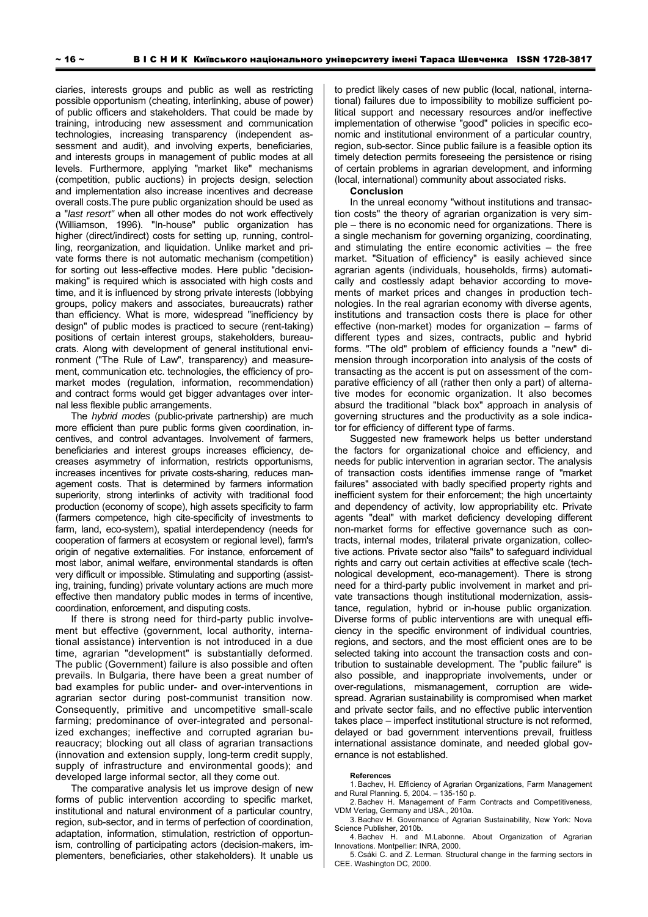ciaries, interests groups and public as well as restricting possible opportunism (cheating, interlinking, abuse of power) of public officers and stakeholders. That could be made by training, introducing new assessment and communication technologies, increasing transparency (independent assessment and audit), and involving experts, beneficiaries, and interests groups in management of public modes at all levels. Furthermore, applying "market like" mechanisms (competition, public auctions) in projects design, selection and implementation also increase incentives and decrease overall costs.The pure public organization should be used as a "*last resort"* when all other modes do not work effectively (Williamson, 1996). "In-house" public organization has higher (direct/indirect) costs for setting up, running, controlling, reorganization, and liquidation. Unlike market and private forms there is not automatic mechanism (competition) for sorting out less-effective modes. Here public "decision-making" is required which is associated with high costs and time, and it is influenced by strong private interests (lobbying groups, policy makers and associates, bureaucrats) rather than efficiency. What is more, widespread "inefficiency by design" of public modes is practiced to secure (rent-taking) positions of certain interest groups, stakeholders, bureaucrats. Along with development of general institutional environment ("The Rule of Law", transparency) and measurement, communication etc. technologies, the efficiency of pro-market modes (regulation, information, recommendation) and contract forms would get bigger advantages over internal less flexible public arrangements.

The *hybrid modes* (public-private partnership) are much more efficient than pure public forms given coordination, incentives, and control advantages. Involvement of farmers, beneficiaries and interest groups increases efficiency, decreases asymmetry of information, restricts opportunisms, increases incentives for private costs-sharing, reduces management costs. That is determined by farmers information superiority, strong interlinks of activity with traditional food production (economy of scope), high assets specificity to farm (farmers competence, high cite-specificity of investments to farm, land, eco-system), spatial interdependency (needs for cooperation of farmers at ecosystem or regional level), farm's origin of negative externalities. For instance, enforcement of most labor, animal welfare, environmental standards is often very difficult or impossible. Stimulating and supporting (assisting, training, funding) private voluntary actions are much more effective then mandatory public modes in terms of incentive, coordination, enforcement, and disputing costs.

If there is strong need for third-party public involvement but effective (government, local authority, international assistance) intervention is not introduced in a due time, agrarian "development" is substantially deformed. The public (Government) failure is also possible and often prevails. In Bulgaria, there have been a great number of bad examples for public under- and over-interventions in agrarian sector during post-communist transition now. Consequently, primitive and uncompetitive small-scale farming; predominance of over-integrated and personalized exchanges; ineffective and corrupted agrarian bureaucracy; blocking out all class of agrarian transactions (innovation and extension supply, long-term credit supply, supply of infrastructure and environmental goods); and developed large informal sector, all they come out.

The comparative analysis let us improve design of new forms of public intervention according to specific market, institutional and natural environment of a particular country, region, sub-sector, and in terms of perfection of coordination, adaptation, information, stimulation, restriction of opportunism, controlling of participating actors (decision-makers, implementers, beneficiaries, other stakeholders). It unable us to predict likely cases of new public (local, national, international) failures due to impossibility to mobilize sufficient political support and necessary resources and/or ineffective implementation of otherwise "good" policies in specific economic and institutional environment of a particular country, region, sub-sector. Since public failure is a feasible option its timely detection permits foreseeing the persistence or rising of certain problems in agrarian development, and informing (local, international) community about associated risks.

**Conclusion**

In the unreal economy "without institutions and transaction costs" the theory of agrarian organization is very simple – there is no economic need for organizations. There is a single mechanism for governing organizing, coordinating, and stimulating the entire economic activities – the free market. "Situation of efficiency" is easily achieved since agrarian agents (individuals, households, firms) automatically and costlessly adapt behavior according to movements of market prices and changes in production technologies. In the real agrarian economy with diverse agents, institutions and transaction costs there is place for other effective (non-market) modes for organization – farms of different types and sizes, contracts, public and hybrid forms. "The old" problem of efficiency founds a "new" dimension through incorporation into analysis of the costs of transacting as the accent is put on assessment of the comparative efficiency of all (rather then only a part) of alternative modes for economic organization. It also becomes absurd the traditional "black box" approach in analysis of governing structures and the productivity as a sole indicator for efficiency of different type of farms.

Suggested new framework helps us better understand the factors for organizational choice and efficiency, and needs for public intervention in agrarian sector. The analysis of transaction costs identifies immense range of "market failures" associated with badly specified property rights and inefficient system for their enforcement; the high uncertainty and dependency of activity, low appropriability etc. Private agents "deal" with market deficiency developing different non-market forms for effective governance such as contracts, internal modes, trilateral private organization, collective actions. Private sector also "fails" to safeguard individual rights and carry out certain activities at effective scale (technological development, eco-management). There is strong need for a third-party public involvement in market and private transactions though institutional modernization, assistance, regulation, hybrid or in-house public organization. Diverse forms of public interventions are with unequal efficiency in the specific environment of individual countries, regions, and sectors, and the most efficient ones are to be selected taking into account the transaction costs and contribution to sustainable development. The "public failure" is also possible, and inappropriate involvements, under or over-regulations, mismanagement, corruption are widespread. Agrarian sustainability is compromised when market and private sector fails, and no effective public intervention takes place – imperfect institutional structure is not reformed, delayed or bad government interventions prevail, fruitless international assistance dominate, and needed global governance is not established.

**References**

1. Bachev, H. Efficiency of Agrarian Organizations, Farm Management and Rural Planning. 5, 2004. – 135-150 p.
2. Bachev H. Management of Farm Contracts and Competitiveness, VDM Verlag, Germany and USA., 2010a.
3. Bachev H. Governance of Agrarian Sustainability, New York: Nova Science Publisher, 2010b.
4. Bachev H. and M.Labonne. About Organization of Agrarian Innovations. Montpellier: INRA, 2000.
5. Csáki C. and Z. Lerman. Structural change in the farming sectors in CEE. Washington DC, 2000.